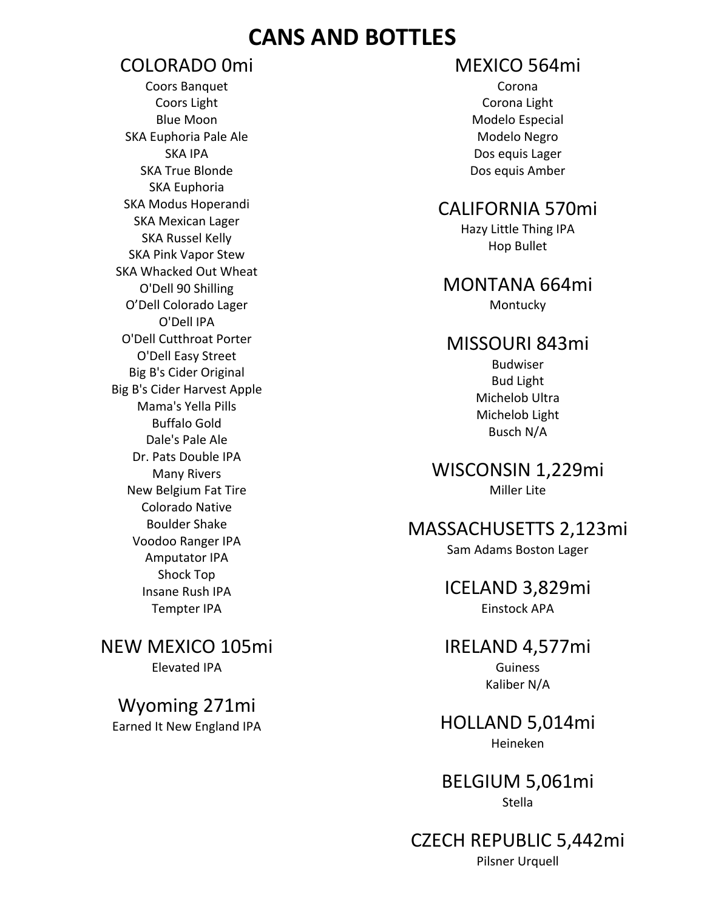# CANS AND BOTTLES

## COLORADO 0mi

Coors Banquet
Coors Light
Blue Moon
SKA Euphoria Pale Ale
SKA IPA
SKA True Blonde
SKA Euphoria
SKA Modus Hoperandi
SKA Mexican Lager
SKA Russel Kelly
SKA Pink Vapor Stew
SKA Whacked Out Wheat
O'Dell 90 Shilling
O'Dell Colorado Lager
O'Dell IPA
O'Dell Cutthroat Porter
O'Dell Easy Street
Big B's Cider Original
Big B's Cider Harvest Apple
Mama's Yella Pills
Buffalo Gold
Dale's Pale Ale
Dr. Pats Double IPA
Many Rivers
New Belgium Fat Tire
Colorado Native
Boulder Shake
Voodoo Ranger IPA
Amputator IPA
Shock Top
Insane Rush IPA
Tempter IPA

## NEW MEXICO 105mi

Elevated IPA

## Wyoming 271mi

Earned It New England IPA

## MEXICO 564mi

Corona
Corona Light
Modelo Especial
Modelo Negro
Dos equis Lager
Dos equis Amber

## CALIFORNIA 570mi

Hazy Little Thing IPA
Hop Bullet

## MONTANA 664mi

Montucky

## MISSOURI 843mi

Budwiser
Bud Light
Michelob Ultra
Michelob Light
Busch N/A

## WISCONSIN 1,229mi

Miller Lite

## MASSACHUSETTS 2,123mi

Sam Adams Boston Lager

## ICELAND 3,829mi

Einstock APA

## IRELAND 4,577mi

Guiness
Kaliber N/A

## HOLLAND 5,014mi

Heineken

## BELGIUM 5,061mi

Stella

## CZECH REPUBLIC 5,442mi

Pilsner Urquell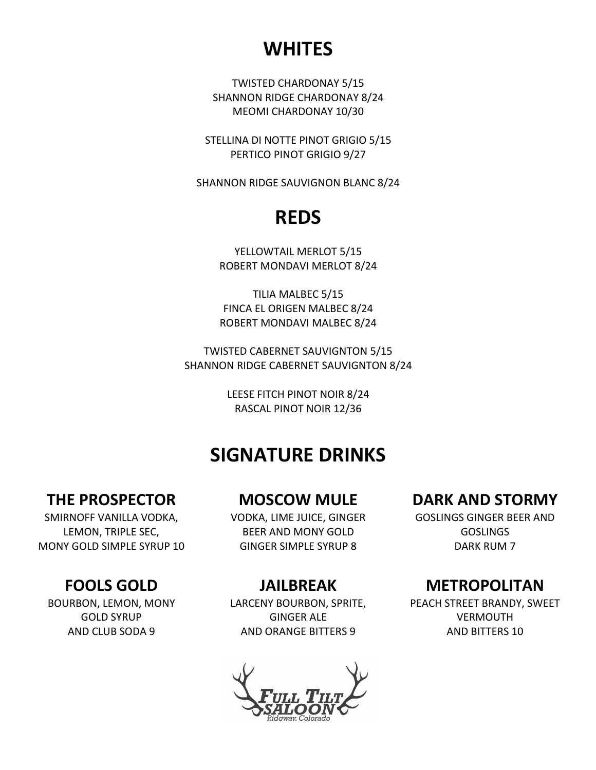# WHITES

TWISTED CHARDONAY 5/15
SHANNON RIDGE CHARDONAY 8/24
MEOMI CHARDONAY 10/30

STELLINA DI NOTTE PINOT GRIGIO 5/15
PERTICO PINOT GRIGIO 9/27

SHANNON RIDGE SAUVIGNON BLANC 8/24

# REDS

YELLOWTAIL MERLOT 5/15
ROBERT MONDAVI MERLOT 8/24

TILIA MALBEC 5/15
FINCA EL ORIGEN MALBEC 8/24
ROBERT MONDAVI MALBEC 8/24

TWISTED CABERNET SAUVIGNTON 5/15
SHANNON RIDGE CABERNET SAUVIGNTON 8/24

LEESE FITCH PINOT NOIR 8/24
RASCAL PINOT NOIR 12/36

# SIGNATURE DRINKS

## THE PROSPECTOR

SMIRNOFF VANILLA VODKA, LEMON, TRIPLE SEC, MONY GOLD SIMPLE SYRUP 10

## MOSCOW MULE

VODKA, LIME JUICE, GINGER BEER AND MONY GOLD GINGER SIMPLE SYRUP 8

## DARK AND STORMY

GOSLINGS GINGER BEER AND GOSLINGS DARK RUM 7

## FOOLS GOLD

BOURBON, LEMON, MONY GOLD SYRUP AND CLUB SODA 9

## JAILBREAK

LARCENY BOURBON, SPRITE, GINGER ALE AND ORANGE BITTERS 9

## METROPOLITAN

PEACH STREET BRANDY, SWEET VERMOUTH AND BITTERS 10

FULL TILT SALOON
Ridgway, Colorado